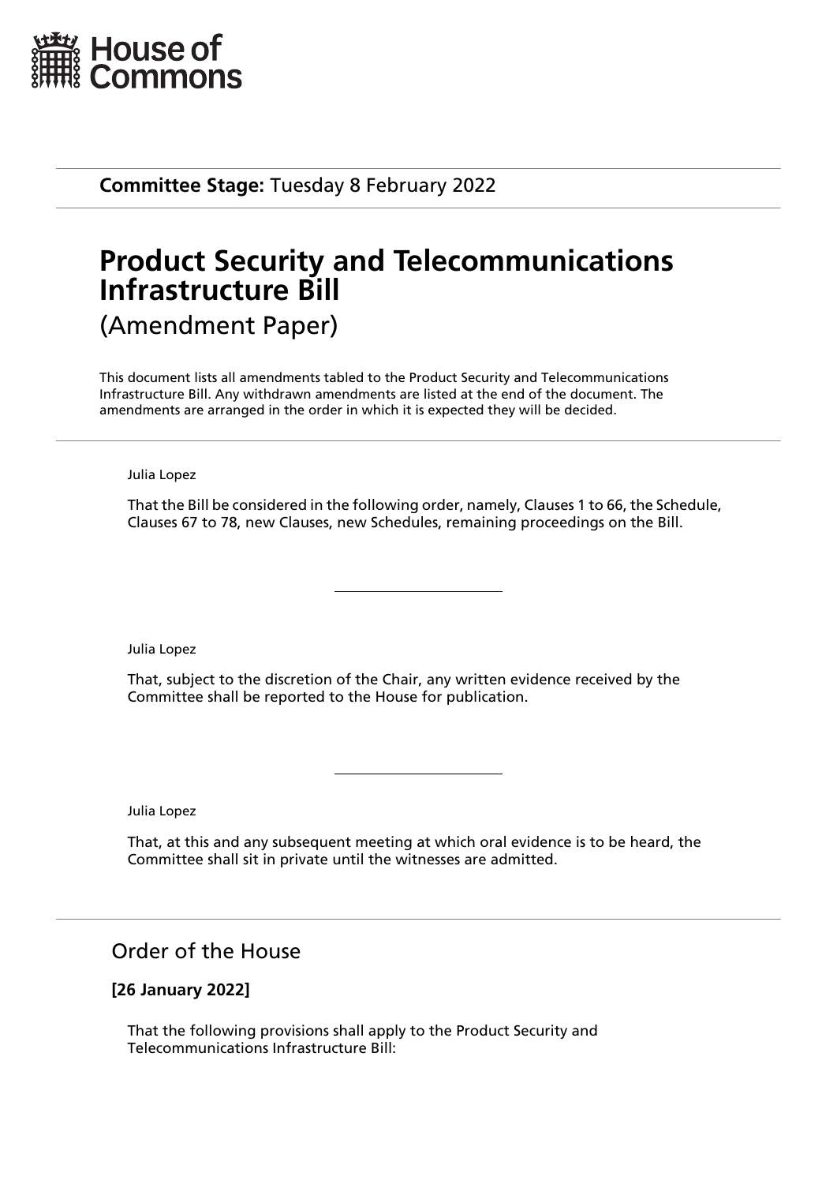House of Commons

**Committee Stage:** Tuesday 8 February 2022

# Product Security and Telecommunications Infrastructure Bill

(Amendment Paper)

This document lists all amendments tabled to the Product Security and Telecommunications Infrastructure Bill. Any withdrawn amendments are listed at the end of the document. The amendments are arranged in the order in which it is expected they will be decided.

---

Julia Lopez

That the Bill be considered in the following order, namely, Clauses 1 to 66, the Schedule, Clauses 67 to 78, new Clauses, new Schedules, remaining proceedings on the Bill.

---

Julia Lopez

That, subject to the discretion of the Chair, any written evidence received by the Committee shall be reported to the House for publication.

---

Julia Lopez

That, at this and any subsequent meeting at which oral evidence is to be heard, the Committee shall sit in private until the witnesses are admitted.

---

## Order of the House

**[26 January 2022]**

That the following provisions shall apply to the Product Security and Telecommunications Infrastructure Bill: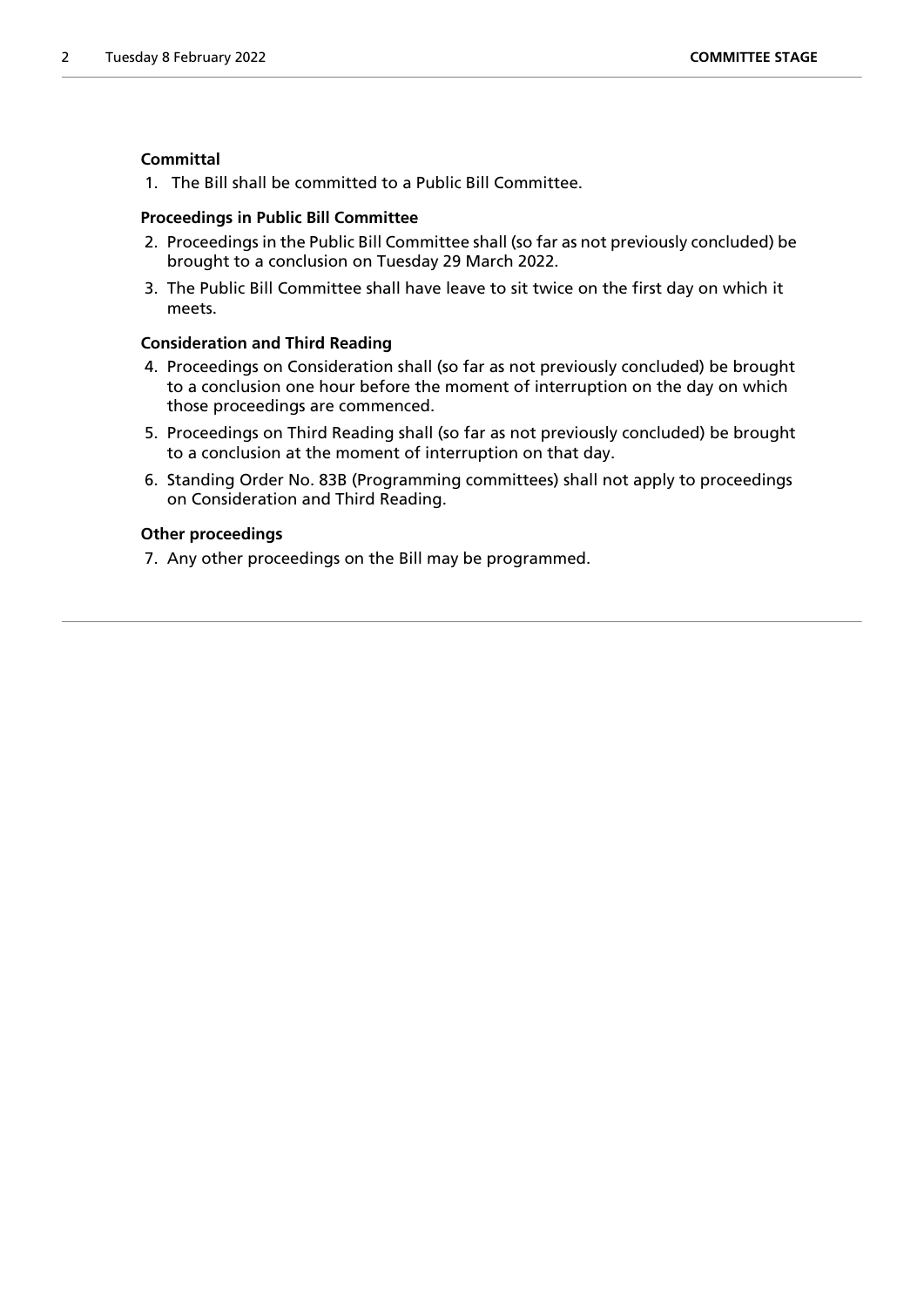**Committal**

1. The Bill shall be committed to a Public Bill Committee.

**Proceedings in Public Bill Committee**

2. Proceedings in the Public Bill Committee shall (so far as not previously concluded) be brought to a conclusion on Tuesday 29 March 2022.
3. The Public Bill Committee shall have leave to sit twice on the first day on which it meets.

**Consideration and Third Reading**

4. Proceedings on Consideration shall (so far as not previously concluded) be brought to a conclusion one hour before the moment of interruption on the day on which those proceedings are commenced.
5. Proceedings on Third Reading shall (so far as not previously concluded) be brought to a conclusion at the moment of interruption on that day.
6. Standing Order No. 83B (Programming committees) shall not apply to proceedings on Consideration and Third Reading.

**Other proceedings**

7. Any other proceedings on the Bill may be programmed.